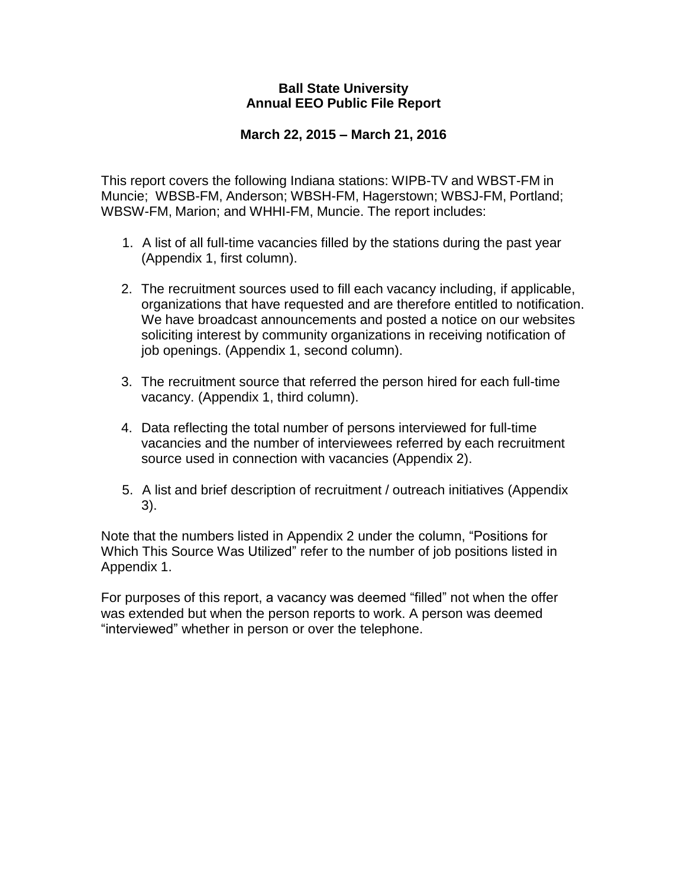**Ball State University**
**Annual EEO Public File Report**

**March 22, 2015 – March 21, 2016**

This report covers the following Indiana stations: WIPB-TV and WBST-FM in Muncie; WBSB-FM, Anderson; WBSH-FM, Hagerstown; WBSJ-FM, Portland; WBSW-FM, Marion; and WHHI-FM, Muncie. The report includes:

1. A list of all full-time vacancies filled by the stations during the past year (Appendix 1, first column).

2. The recruitment sources used to fill each vacancy including, if applicable, organizations that have requested and are therefore entitled to notification. We have broadcast announcements and posted a notice on our websites soliciting interest by community organizations in receiving notification of job openings. (Appendix 1, second column).

3. The recruitment source that referred the person hired for each full-time vacancy. (Appendix 1, third column).

4. Data reflecting the total number of persons interviewed for full-time vacancies and the number of interviewees referred by each recruitment source used in connection with vacancies (Appendix 2).

5. A list and brief description of recruitment / outreach initiatives (Appendix 3).

Note that the numbers listed in Appendix 2 under the column, "Positions for Which This Source Was Utilized" refer to the number of job positions listed in Appendix 1.

For purposes of this report, a vacancy was deemed "filled" not when the offer was extended but when the person reports to work. A person was deemed "interviewed" whether in person or over the telephone.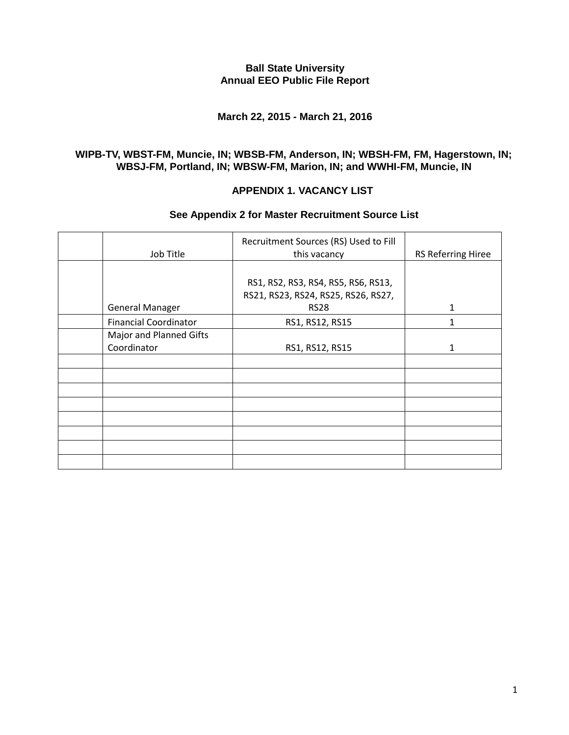**Ball State University**
**Annual EEO Public File Report**

**March 22, 2015 - March 21, 2016**

**WIPB-TV, WBST-FM, Muncie, IN; WBSB-FM, Anderson, IN; WBSH-FM, FM, Hagerstown, IN; WBSJ-FM, Portland, IN; WBSW-FM, Marion, IN; and WWHI-FM, Muncie, IN**

**APPENDIX 1. VACANCY LIST**

**See Appendix 2 for Master Recruitment Source List**

| | Job Title | Recruitment Sources (RS) Used to Fill this vacancy | RS Referring Hiree |
|---|---|---|---|
| | General Manager | RS1, RS2, RS3, RS4, RS5, RS6, RS13, RS21, RS23, RS24, RS25, RS26, RS27, RS28 | 1 |
| | Financial Coordinator | RS1, RS12, RS15 | 1 |
| | Major and Planned Gifts Coordinator | RS1, RS12, RS15 | 1 |
| | | | |
| | | | |
| | | | |
| | | | |
| | | | |
| | | | |
| | | | |
| | | | |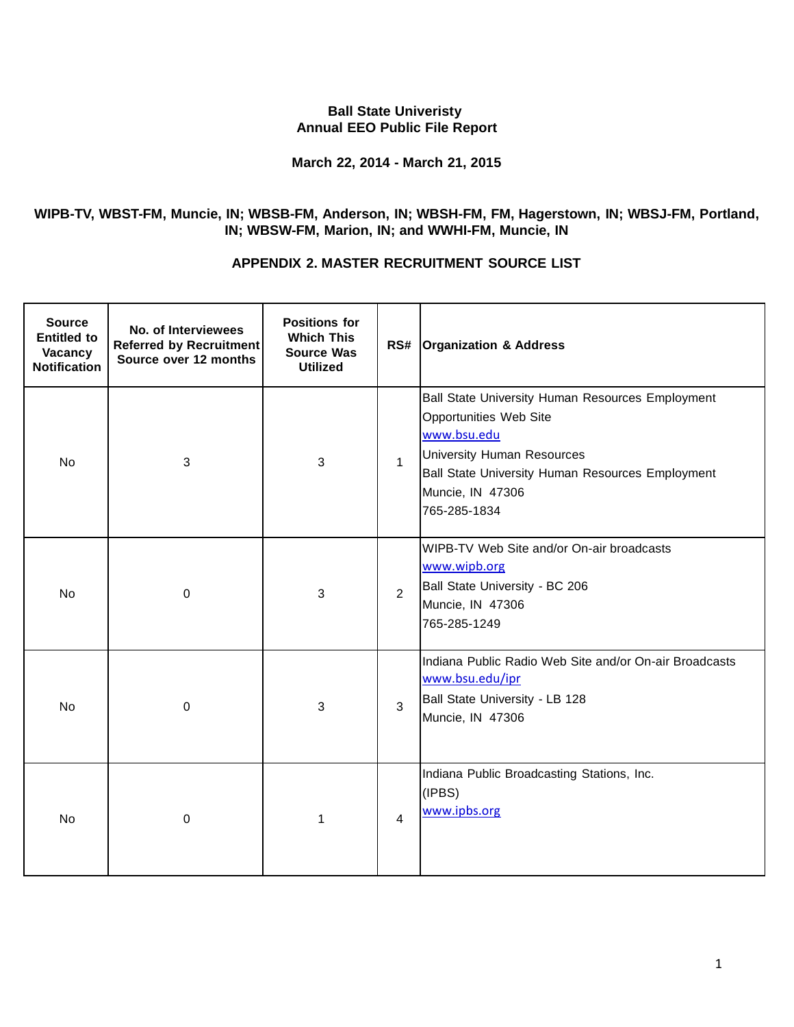**Ball State Univeristy**
**Annual EEO Public File Report**

**March 22, 2014 - March 21, 2015**

**WIPB-TV, WBST-FM, Muncie, IN; WBSB-FM, Anderson, IN; WBSH-FM, FM, Hagerstown, IN; WBSJ-FM, Portland, IN; WBSW-FM, Marion, IN; and WWHI-FM, Muncie, IN**

## APPENDIX 2. MASTER RECRUITMENT SOURCE LIST

| Source Entitled to Vacancy Notification | No. of Interviewees Referred by Recruitment Source over 12 months | Positions for Which This Source Was Utilized | RS# | Organization & Address |
|---|---|---|---|---|
| No | 3 | 3 | 1 | Ball State University Human Resources Employment Opportunities Web Site<br>www.bsu.edu<br>University Human Resources<br>Ball State University Human Resources Employment<br>Muncie, IN 47306<br>765-285-1834 |
| No | 0 | 3 | 2 | WIPB-TV Web Site and/or On-air broadcasts<br>www.wipb.org<br>Ball State University - BC 206<br>Muncie, IN 47306<br>765-285-1249 |
| No | 0 | 3 | 3 | Indiana Public Radio Web Site and/or On-air Broadcasts<br>www.bsu.edu/ipr<br>Ball State University - LB 128<br>Muncie, IN 47306 |
| No | 0 | 1 | 4 | Indiana Public Broadcasting Stations, Inc. (IPBS)<br>www.ipbs.org |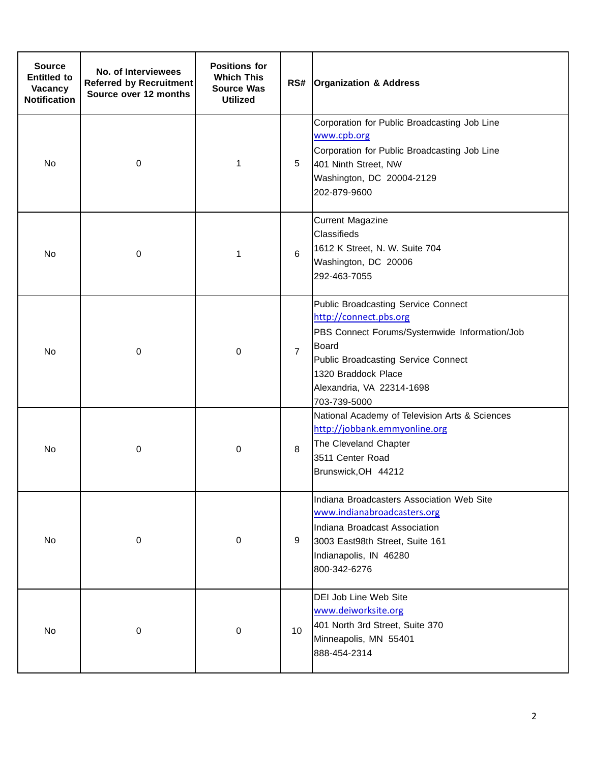| Source Entitled to Vacancy Notification | No. of Interviewees Referred by Recruitment Source over 12 months | Positions for Which This Source Was Utilized | RS# | Organization & Address |
| --- | --- | --- | --- | --- |
| No | 0 | 1 | 5 | Corporation for Public Broadcasting Job Line<br>www.cpb.org<br>Corporation for Public Broadcasting Job Line<br>401 Ninth Street, NW<br>Washington, DC 20004-2129<br>202-879-9600 |
| No | 0 | 1 | 6 | Current Magazine<br>Classifieds<br>1612 K Street, N. W. Suite 704<br>Washington, DC 20006<br>292-463-7055 |
| No | 0 | 0 | 7 | Public Broadcasting Service Connect<br>http://connect.pbs.org<br>PBS Connect Forums/Systemwide Information/Job Board<br>Public Broadcasting Service Connect<br>1320 Braddock Place<br>Alexandria, VA 22314-1698<br>703-739-5000 |
| No | 0 | 0 | 8 | National Academy of Television Arts & Sciences<br>http://jobbank.emmyonline.org<br>The Cleveland Chapter<br>3511 Center Road<br>Brunswick,OH 44212 |
| No | 0 | 0 | 9 | Indiana Broadcasters Association Web Site<br>www.indianabroadcasters.org<br>Indiana Broadcast Association<br>3003 East98th Street, Suite 161<br>Indianapolis, IN 46280<br>800-342-6276 |
| No | 0 | 0 | 10 | DEI Job Line Web Site<br>www.deiworksite.org<br>401 North 3rd Street, Suite 370<br>Minneapolis, MN 55401<br>888-454-2314 |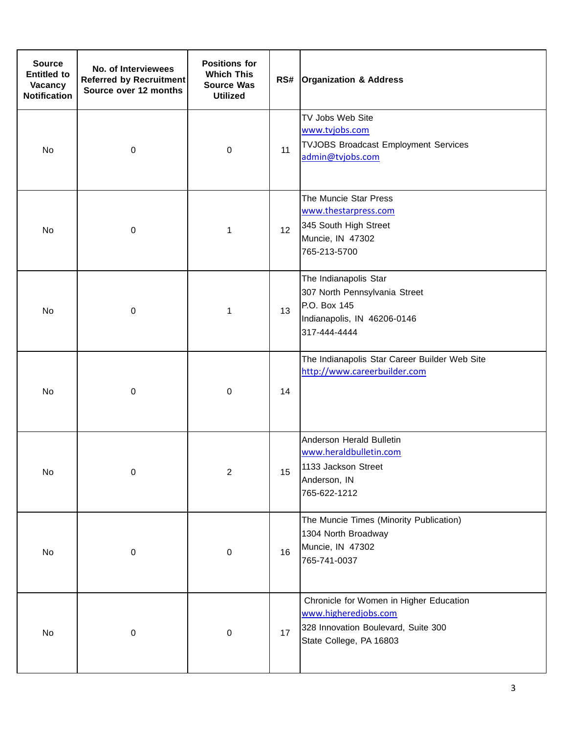| Source Entitled to Vacancy Notification | No. of Interviewees Referred by Recruitment Source over 12 months | Positions for Which This Source Was Utilized | RS# | Organization & Address |
|---|---|---|---|---|
| No | 0 | 0 | 11 | TV Jobs Web Site<br>www.tvjobs.com<br>TVJOBS Broadcast Employment Services<br>admin@tvjobs.com |
| No | 0 | 1 | 12 | The Muncie Star Press<br>www.thestarpress.com<br>345 South High Street<br>Muncie, IN 47302<br>765-213-5700 |
| No | 0 | 1 | 13 | The Indianapolis Star<br>307 North Pennsylvania Street<br>P.O. Box 145<br>Indianapolis, IN 46206-0146<br>317-444-4444 |
| No | 0 | 0 | 14 | The Indianapolis Star Career Builder Web Site<br>http://www.careerbuilder.com |
| No | 0 | 2 | 15 | Anderson Herald Bulletin<br>www.heraldbulletin.com<br>1133 Jackson Street<br>Anderson, IN<br>765-622-1212 |
| No | 0 | 0 | 16 | The Muncie Times (Minority Publication)<br>1304 North Broadway<br>Muncie, IN 47302<br>765-741-0037 |
| No | 0 | 0 | 17 | Chronicle for Women in Higher Education<br>www.higheredjobs.com<br>328 Innovation Boulevard, Suite 300<br>State College, PA 16803 |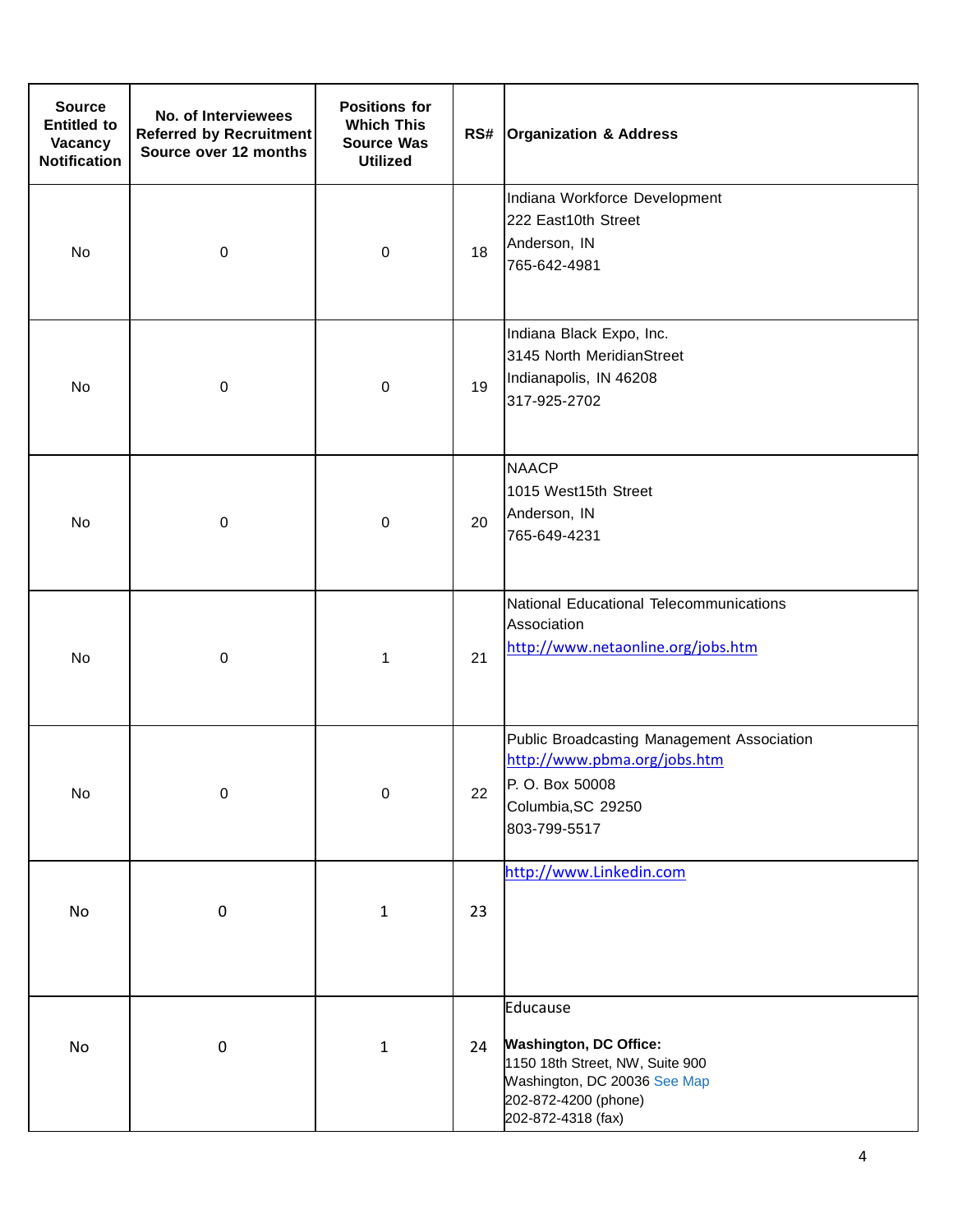| Source Entitled to Vacancy Notification | No. of Interviewees Referred by Recruitment Source over 12 months | Positions for Which This Source Was Utilized | RS# | Organization & Address |
|---|---|---|---|---|
| No | 0 | 0 | 18 | Indiana Workforce Development<br>222 East10th Street<br>Anderson, IN<br>765-642-4981 |
| No | 0 | 0 | 19 | Indiana Black Expo, Inc.<br>3145 North MeridianStreet<br>Indianapolis, IN 46208<br>317-925-2702 |
| No | 0 | 0 | 20 | NAACP<br>1015 West15th Street<br>Anderson, IN<br>765-649-4231 |
| No | 0 | 1 | 21 | National Educational Telecommunications Association<br>http://www.netaonline.org/jobs.htm |
| No | 0 | 0 | 22 | Public Broadcasting Management Association<br>http://www.pbma.org/jobs.htm<br>P. O. Box 50008<br>Columbia,SC 29250<br>803-799-5517 |
| No | 0 | 1 | 23 | http://www.Linkedin.com |
| No | 0 | 1 | 24 | Educause<br>**Washington, DC Office:**<br>1150 18th Street, NW, Suite 900<br>Washington, DC 20036 See Map<br>202-872-4200 (phone)<br>202-872-4318 (fax) |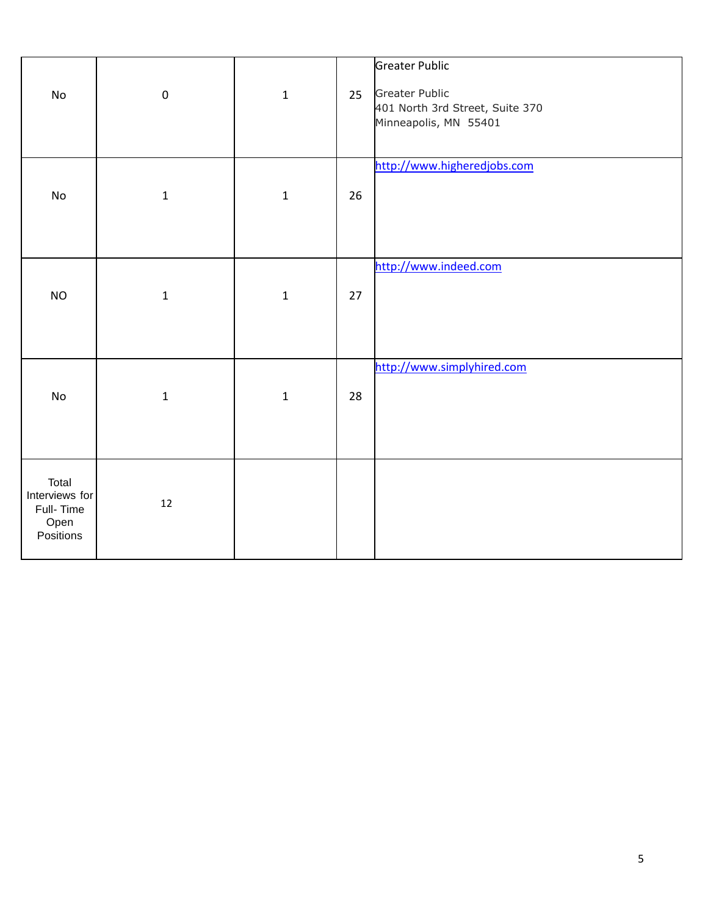| | | | | |
|---|---|---|---|---|
| No | 0 | 1 | 25 | Greater Public<br><br>Greater Public<br>401 North 3rd Street, Suite 370<br>Minneapolis, MN 55401 |
| No | 1 | 1 | 26 | http://www.higheredjobs.com |
| NO | 1 | 1 | 27 | http://www.indeed.com |
| No | 1 | 1 | 28 | http://www.simplyhired.com |
| Total Interviews for Full- Time Open Positions | 12 | | | |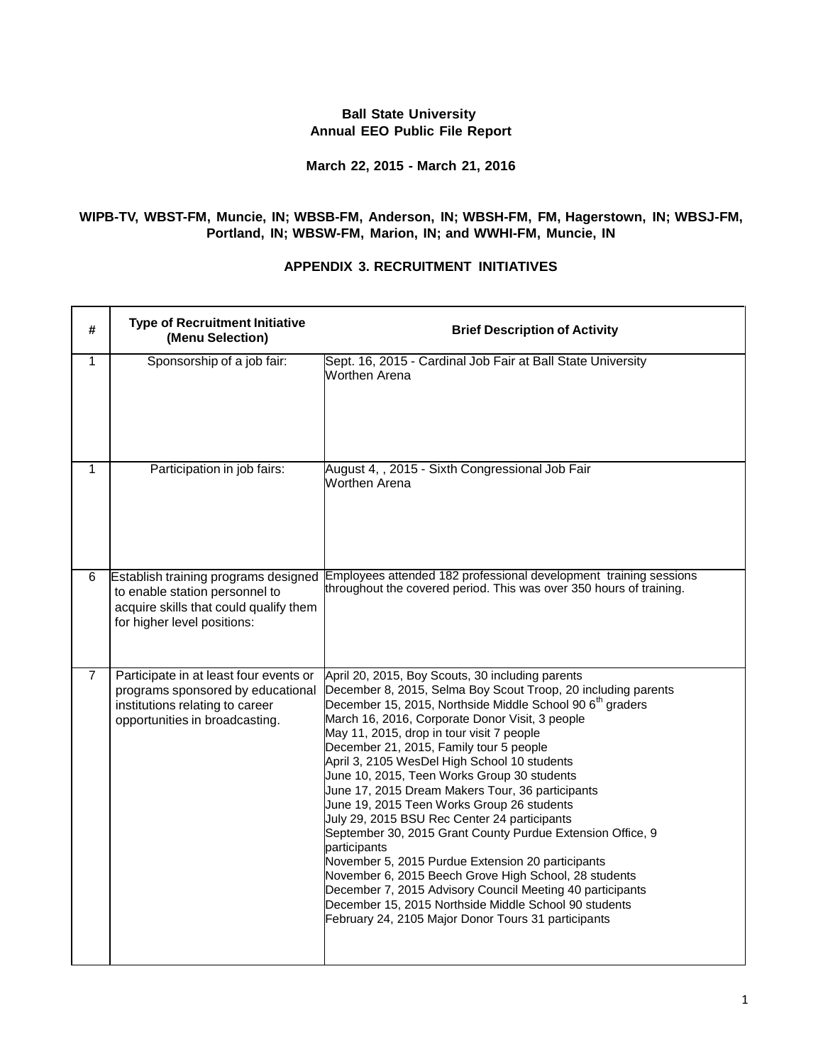**Ball State University**
**Annual EEO Public File Report**

**March 22, 2015 - March 21, 2016**

**WIPB-TV, WBST-FM, Muncie, IN; WBSB-FM, Anderson, IN; WBSH-FM, FM, Hagerstown, IN; WBSJ-FM, Portland, IN; WBSW-FM, Marion, IN; and WWHI-FM, Muncie, IN**

## APPENDIX 3. RECRUITMENT INITIATIVES

| # | Type of Recruitment Initiative (Menu Selection) | Brief Description of Activity |
|---|---|---|
| 1 | Sponsorship of a job fair: | Sept. 16, 2015 - Cardinal Job Fair at Ball State University Worthen Arena |
| 1 | Participation in job fairs: | August 4, , 2015 - Sixth Congressional Job Fair Worthen Arena |
| 6 | Establish training programs designed to enable station personnel to acquire skills that could qualify them for higher level positions: | Employees attended 182 professional development training sessions throughout the covered period. This was over 350 hours of training. |
| 7 | Participate in at least four events or programs sponsored by educational institutions relating to career opportunities in broadcasting. | April 20, 2015, Boy Scouts, 30 including parents<br>December 8, 2015, Selma Boy Scout Troop, 20 including parents<br>December 15, 2015, Northside Middle School 90 6th graders<br>March 16, 2016, Corporate Donor Visit, 3 people<br>May 11, 2015, drop in tour visit 7 people<br>December 21, 2015, Family tour 5 people<br>April 3, 2105 WesDel High School 10 students<br>June 10, 2015, Teen Works Group 30 students<br>June 17, 2015 Dream Makers Tour, 36 participants<br>June 19, 2015 Teen Works Group 26 students<br>July 29, 2015 BSU Rec Center 24 participants<br>September 30, 2015 Grant County Purdue Extension Office, 9 participants<br>November 5, 2015 Purdue Extension 20 participants<br>November 6, 2015 Beech Grove High School, 28 students<br>December 7, 2015 Advisory Council Meeting 40 participants<br>December 15, 2015 Northside Middle School 90 students<br>February 24, 2105 Major Donor Tours 31 participants |